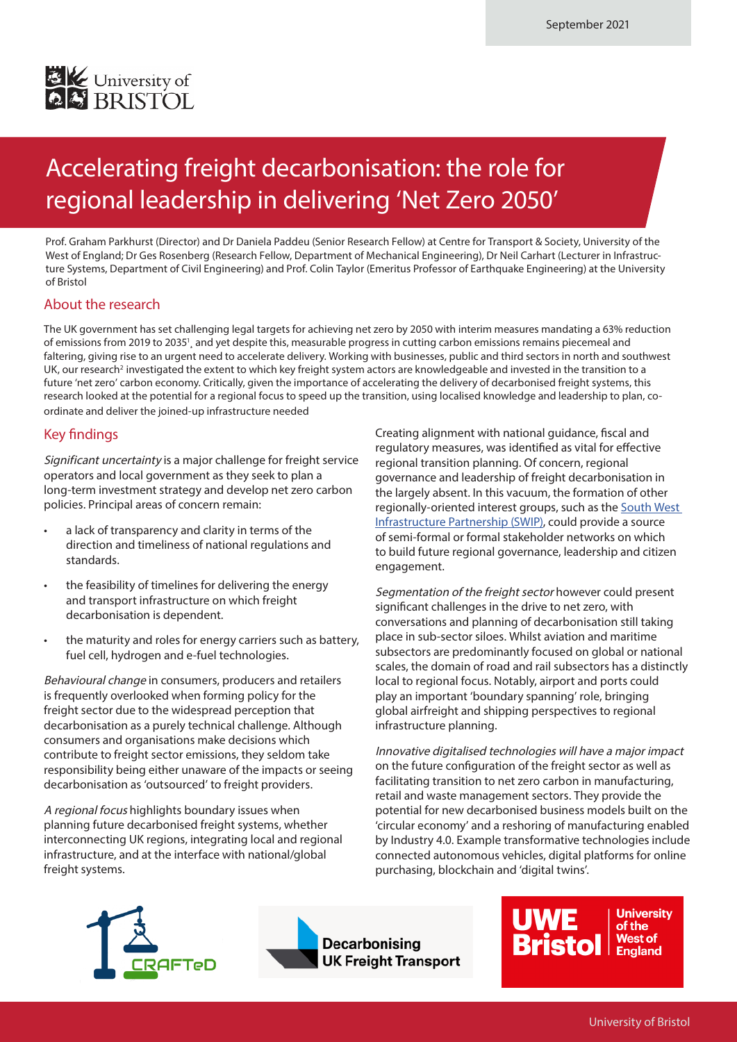September 2021

# Accelerating freight decarbonisation: the role for regional leadership in delivering 'Net Zero 2050'

Prof. Graham Parkhurst (Director) and Dr Daniela Paddeu (Senior Research Fellow) at Centre for Transport & Society, University of the West of England; Dr Ges Rosenberg (Research Fellow, Department of Mechanical Engineering), Dr Neil Carhart (Lecturer in Infrastructure Systems, Department of Civil Engineering) and Prof. Colin Taylor (Emeritus Professor of Earthquake Engineering) at the University of Bristol

## About the research

The UK government has set challenging legal targets for achieving net zero by 2050 with interim measures mandating a 63% reduction of emissions from 2019 to 2035[1], and yet despite this, measurable progress in cutting carbon emissions remains piecemeal and faltering, giving rise to an urgent need to accelerate delivery. Working with businesses, public and third sectors in north and southwest UK, our research[2] investigated the extent to which key freight system actors are knowledgeable and invested in the transition to a future 'net zero' carbon economy. Critically, given the importance of accelerating the delivery of decarbonised freight systems, this research looked at the potential for a regional focus to speed up the transition, using localised knowledge and leadership to plan, co-ordinate and deliver the joined-up infrastructure needed

## Key findings

*Significant uncertainty* is a major challenge for freight service operators and local government as they seek to plan a long-term investment strategy and develop net zero carbon policies. Principal areas of concern remain:

- a lack of transparency and clarity in terms of the direction and timeliness of national regulations and standards.
- the feasibility of timelines for delivering the energy and transport infrastructure on which freight decarbonisation is dependent.
- the maturity and roles for energy carriers such as battery, fuel cell, hydrogen and e-fuel technologies.

*Behavioural change* in consumers, producers and retailers is frequently overlooked when forming policy for the freight sector due to the widespread perception that decarbonisation as a purely technical challenge. Although consumers and organisations make decisions which contribute to freight sector emissions, they seldom take responsibility being either unaware of the impacts or seeing decarbonisation as 'outsourced' to freight providers.

*A regional focus* highlights boundary issues when planning future decarbonised freight systems, whether interconnecting UK regions, integrating local and regional infrastructure, and at the interface with national/global freight systems.

Creating alignment with national guidance, fiscal and regulatory measures, was identified as vital for effective regional transition planning. Of concern, regional governance and leadership of freight decarbonisation in the largely absent. In this vacuum, the formation of other regionally-oriented interest groups, such as the South West Infrastructure Partnership (SWIP), could provide a source of semi-formal or formal stakeholder networks on which to build future regional governance, leadership and citizen engagement.

*Segmentation of the freight sector* however could present significant challenges in the drive to net zero, with conversations and planning of decarbonisation still taking place in sub-sector siloes. Whilst aviation and maritime subsectors are predominantly focused on global or national scales, the domain of road and rail subsectors has a distinctly local to regional focus. Notably, airport and ports could play an important 'boundary spanning' role, bringing global airfreight and shipping perspectives to regional infrastructure planning.

*Innovative digitalised technologies will have a major impact* on the future configuration of the freight sector as well as facilitating transition to net zero carbon in manufacturing, retail and waste management sectors. They provide the potential for new decarbonised business models built on the 'circular economy' and a reshoring of manufacturing enabled by Industry 4.0. Example transformative technologies include connected autonomous vehicles, digital platforms for online purchasing, blockchain and 'digital twins'.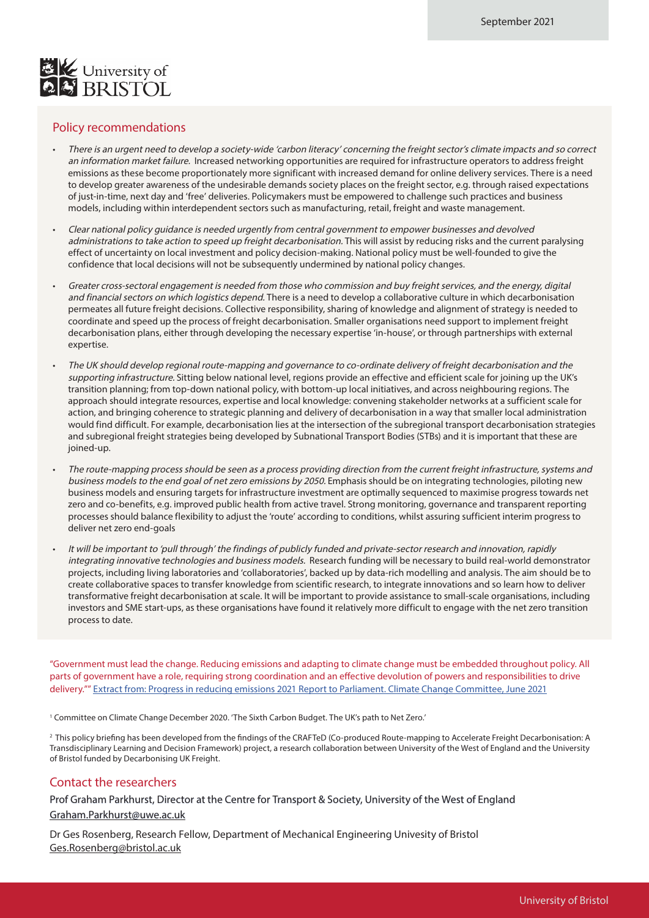## Policy recommendations

- *There is an urgent need to develop a society-wide 'carbon literacy' concerning the freight sector's climate impacts and so correct an information market failure.* Increased networking opportunities are required for infrastructure operators to address freight emissions as these become proportionately more significant with increased demand for online delivery services. There is a need to develop greater awareness of the undesirable demands society places on the freight sector, e.g. through raised expectations of just-in-time, next day and 'free' deliveries. Policymakers must be empowered to challenge such practices and business models, including within interdependent sectors such as manufacturing, retail, freight and waste management.
- *Clear national policy guidance is needed urgently from central government to empower businesses and devolved administrations to take action to speed up freight decarbonisation.* This will assist by reducing risks and the current paralysing effect of uncertainty on local investment and policy decision-making. National policy must be well-founded to give the confidence that local decisions will not be subsequently undermined by national policy changes.
- *Greater cross-sectoral engagement is needed from those who commission and buy freight services, and the energy, digital and financial sectors on which logistics depend.* There is a need to develop a collaborative culture in which decarbonisation permeates all future freight decisions. Collective responsibility, sharing of knowledge and alignment of strategy is needed to coordinate and speed up the process of freight decarbonisation. Smaller organisations need support to implement freight decarbonisation plans, either through developing the necessary expertise 'in-house', or through partnerships with external expertise.
- *The UK should develop regional route-mapping and governance to co-ordinate delivery of freight decarbonisation and the supporting infrastructure.* Sitting below national level, regions provide an effective and efficient scale for joining up the UK's transition planning; from top-down national policy, with bottom-up local initiatives, and across neighbouring regions. The approach should integrate resources, expertise and local knowledge: convening stakeholder networks at a sufficient scale for action, and bringing coherence to strategic planning and delivery of decarbonisation in a way that smaller local administration would find difficult. For example, decarbonisation lies at the intersection of the subregional transport decarbonisation strategies and subregional freight strategies being developed by Subnational Transport Bodies (STBs) and it is important that these are joined-up.
- *The route-mapping process should be seen as a process providing direction from the current freight infrastructure, systems and business models to the end goal of net zero emissions by 2050.* Emphasis should be on integrating technologies, piloting new business models and ensuring targets for infrastructure investment are optimally sequenced to maximise progress towards net zero and co-benefits, e.g. improved public health from active travel. Strong monitoring, governance and transparent reporting processes should balance flexibility to adjust the 'route' according to conditions, whilst assuring sufficient interim progress to deliver net zero end-goals
- *It will be important to 'pull through' the findings of publicly funded and private-sector research and innovation, rapidly integrating innovative technologies and business models.* Research funding will be necessary to build real-world demonstrator projects, including living laboratories and 'collaboratories', backed up by data-rich modelling and analysis. The aim should be to create collaborative spaces to transfer knowledge from scientific research, to integrate innovations and so learn how to deliver transformative freight decarbonisation at scale. It will be important to provide assistance to small-scale organisations, including investors and SME start-ups, as these organisations have found it relatively more difficult to engage with the net zero transition process to date.

"Government must lead the change. Reducing emissions and adapting to climate change must be embedded throughout policy. All parts of government have a role, requiring strong coordination and an effective devolution of powers and responsibilities to drive delivery."" Extract from: Progress in reducing emissions 2021 Report to Parliament. Climate Change Committee, June 2021

[1] Committee on Climate Change December 2020. 'The Sixth Carbon Budget. The UK's path to Net Zero.'

[2] This policy briefing has been developed from the findings of the CRAFTeD (Co-produced Route-mapping to Accelerate Freight Decarbonisation: A Transdisciplinary Learning and Decision Framework) project, a research collaboration between University of the West of England and the University of Bristol funded by Decarbonising UK Freight.

## Contact the researchers

Prof Graham Parkhurst, Director at the Centre for Transport & Society, University of the West of England
Graham.Parkhurst@uwe.ac.uk

Dr Ges Rosenberg, Research Fellow, Department of Mechanical Engineering Univesity of Bristol
Ges.Rosenberg@bristol.ac.uk